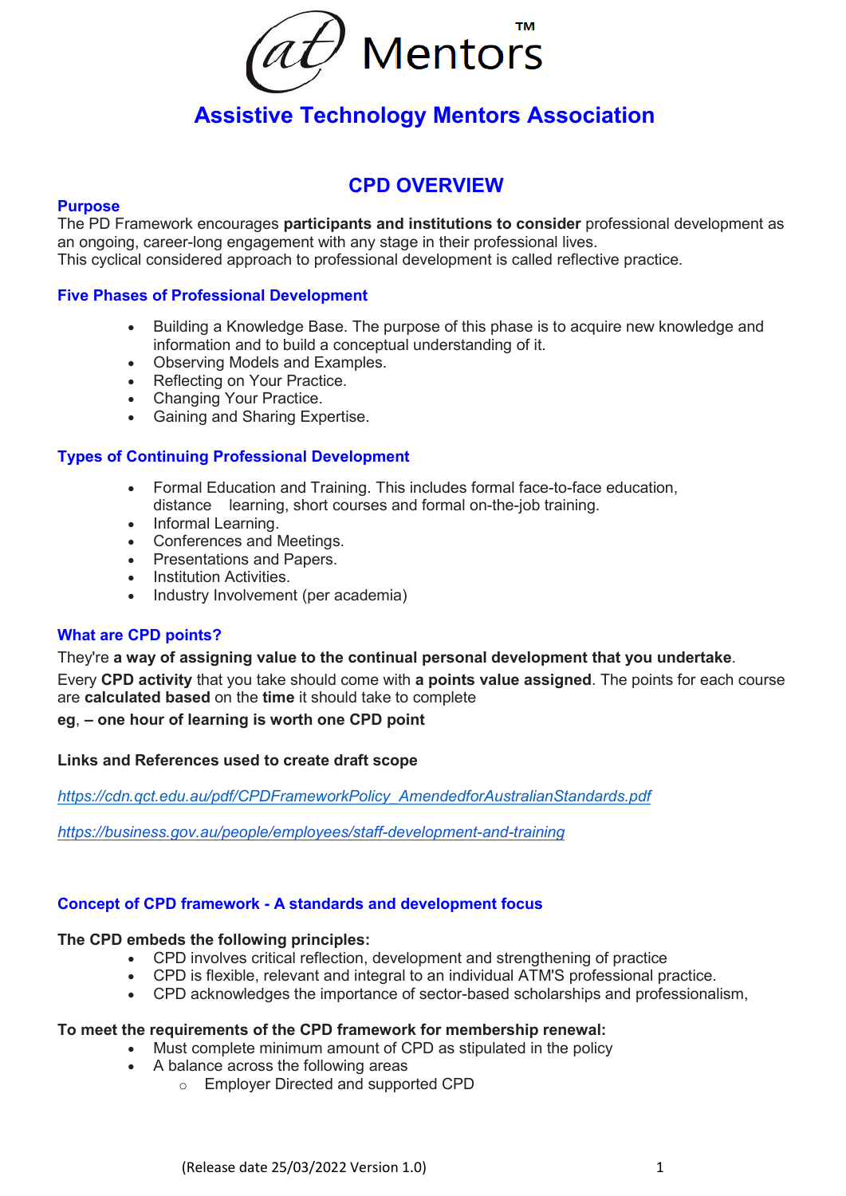# at Mentors™

## Assistive Technology Mentors Association

## CPD OVERVIEW

### Purpose

The PD Framework encourages **participants and institutions to consider** professional development as an ongoing, career-long engagement with any stage in their professional lives.
This cyclical considered approach to professional development is called reflective practice.

### Five Phases of Professional Development

- Building a Knowledge Base. The purpose of this phase is to acquire new knowledge and information and to build a conceptual understanding of it.
- Observing Models and Examples.
- Reflecting on Your Practice.
- Changing Your Practice.
- Gaining and Sharing Expertise.

### Types of Continuing Professional Development

- Formal Education and Training. This includes formal face-to-face education, distance learning, short courses and formal on-the-job training.
- Informal Learning.
- Conferences and Meetings.
- Presentations and Papers.
- Institution Activities.
- Industry Involvement (per academia)

### What are CPD points?

They're **a way of assigning value to the continual personal development that you undertake**.

Every **CPD activity** that you take should come with **a points value assigned**. The points for each course are **calculated based** on the **time** it should take to complete

**eg, – one hour of learning is worth one CPD point**

**Links and References used to create draft scope**

*https://cdn.qct.edu.au/pdf/CPDFrameworkPolicy_AmendedforAustralianStandards.pdf*

*https://business.gov.au/people/employees/staff-development-and-training*

### Concept of CPD framework - A standards and development focus

**The CPD embeds the following principles:**

- CPD involves critical reflection, development and strengthening of practice
- CPD is flexible, relevant and integral to an individual ATM'S professional practice.
- CPD acknowledges the importance of sector-based scholarships and professionalism,

**To meet the requirements of the CPD framework for membership renewal:**

- Must complete minimum amount of CPD as stipulated in the policy
- A balance across the following areas
  - Employer Directed and supported CPD

(Release date 25/03/2022 Version 1.0)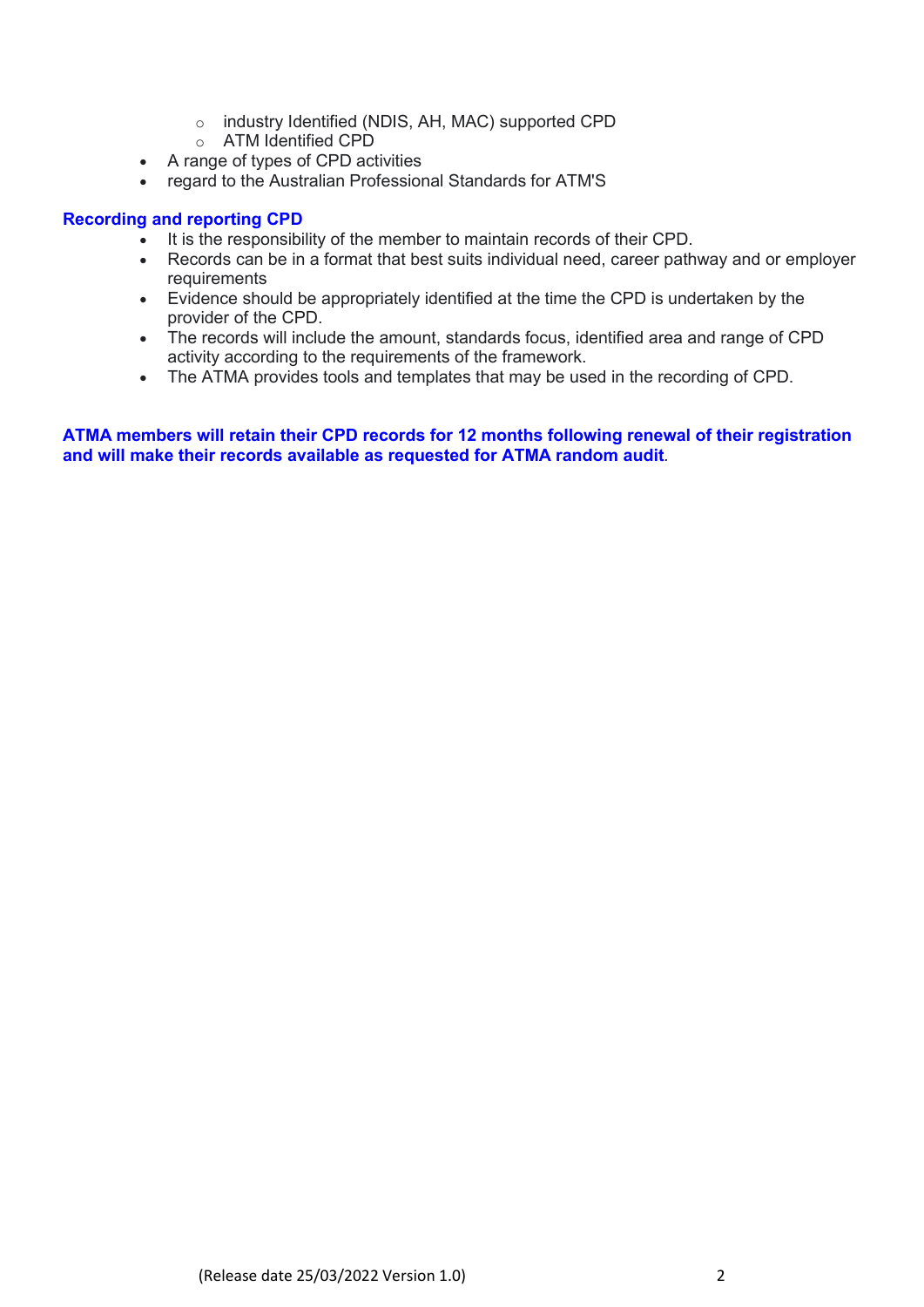- industry Identified (NDIS, AH, MAC) supported CPD
  - ATM Identified CPD
- A range of types of CPD activities
- regard to the Australian Professional Standards for ATM'S

### Recording and reporting CPD

- It is the responsibility of the member to maintain records of their CPD.
- Records can be in a format that best suits individual need, career pathway and or employer requirements
- Evidence should be appropriately identified at the time the CPD is undertaken by the provider of the CPD.
- The records will include the amount, standards focus, identified area and range of CPD activity according to the requirements of the framework.
- The ATMA provides tools and templates that may be used in the recording of CPD.

**ATMA members will retain their CPD records for 12 months following renewal of their registration and will make their records available as requested for ATMA random audit**.

(Release date 25/03/2022 Version 1.0)